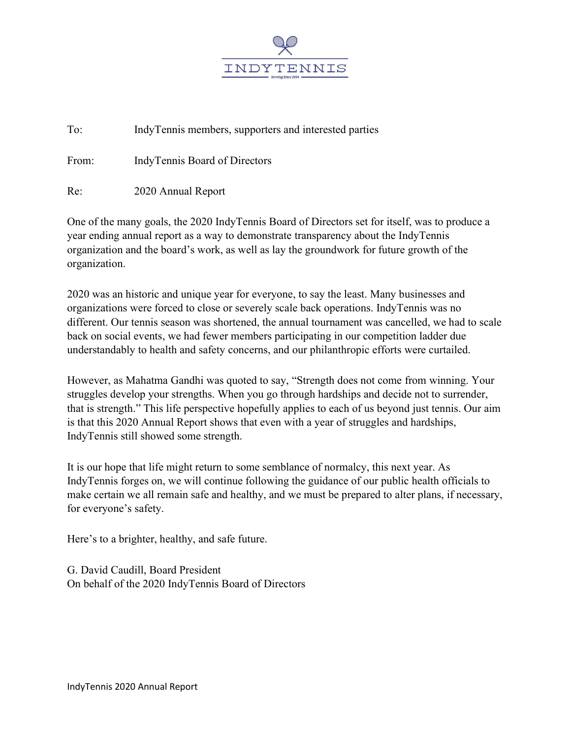INDYTENNIS

Serving Since 2004

To: IndyTennis members, supporters and interested parties

From: IndyTennis Board of Directors

Re: 2020 Annual Report

One of the many goals, the 2020 IndyTennis Board of Directors set for itself, was to produce a year ending annual report as a way to demonstrate transparency about the IndyTennis organization and the board's work, as well as lay the groundwork for future growth of the organization.

2020 was an historic and unique year for everyone, to say the least. Many businesses and organizations were forced to close or severely scale back operations. IndyTennis was no different. Our tennis season was shortened, the annual tournament was cancelled, we had to scale back on social events, we had fewer members participating in our competition ladder due understandably to health and safety concerns, and our philanthropic efforts were curtailed.

However, as Mahatma Gandhi was quoted to say, "Strength does not come from winning. Your struggles develop your strengths. When you go through hardships and decide not to surrender, that is strength." This life perspective hopefully applies to each of us beyond just tennis. Our aim is that this 2020 Annual Report shows that even with a year of struggles and hardships, IndyTennis still showed some strength.

It is our hope that life might return to some semblance of normalcy, this next year. As IndyTennis forges on, we will continue following the guidance of our public health officials to make certain we all remain safe and healthy, and we must be prepared to alter plans, if necessary, for everyone's safety.

Here's to a brighter, healthy, and safe future.

G. David Caudill, Board President
On behalf of the 2020 IndyTennis Board of Directors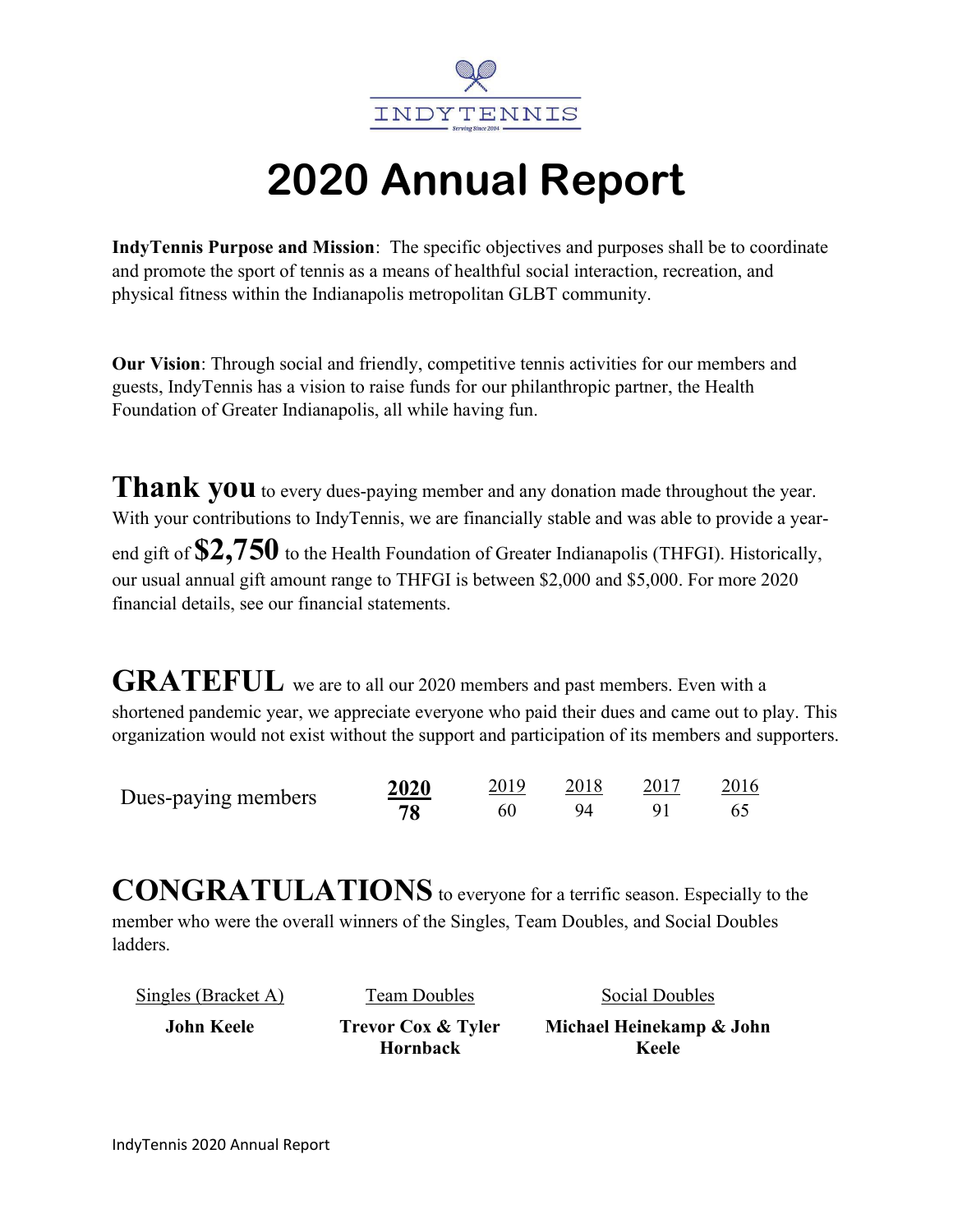INDYTENNIS

Serving Since 2004

# 2020 Annual Report

**IndyTennis Purpose and Mission**: The specific objectives and purposes shall be to coordinate and promote the sport of tennis as a means of healthful social interaction, recreation, and physical fitness within the Indianapolis metropolitan GLBT community.

**Our Vision**: Through social and friendly, competitive tennis activities for our members and guests, IndyTennis has a vision to raise funds for our philanthropic partner, the Health Foundation of Greater Indianapolis, all while having fun.

**Thank you** to every dues-paying member and any donation made throughout the year. With your contributions to IndyTennis, we are financially stable and was able to provide a year-end gift of **$2,750** to the Health Foundation of Greater Indianapolis (THFGI). Historically, our usual annual gift amount range to THFGI is between $2,000 and $5,000. For more 2020 financial details, see our financial statements.

**GRATEFUL** we are to all our 2020 members and past members. Even with a shortened pandemic year, we appreciate everyone who paid their dues and came out to play. This organization would not exist without the support and participation of its members and supporters.

| | **2020** | 2019 | 2018 | 2017 | 2016 |
|---|---|---|---|---|---|
| Dues-paying members | **78** | 60 | 94 | 91 | 65 |

**CONGRATULATIONS** to everyone for a terrific season. Especially to the member who were the overall winners of the Singles, Team Doubles, and Social Doubles ladders.

| Singles (Bracket A) | Team Doubles | Social Doubles |
|---|---|---|
| **John Keele** | **Trevor Cox & Tyler Hornback** | **Michael Heinekamp & John Keele** |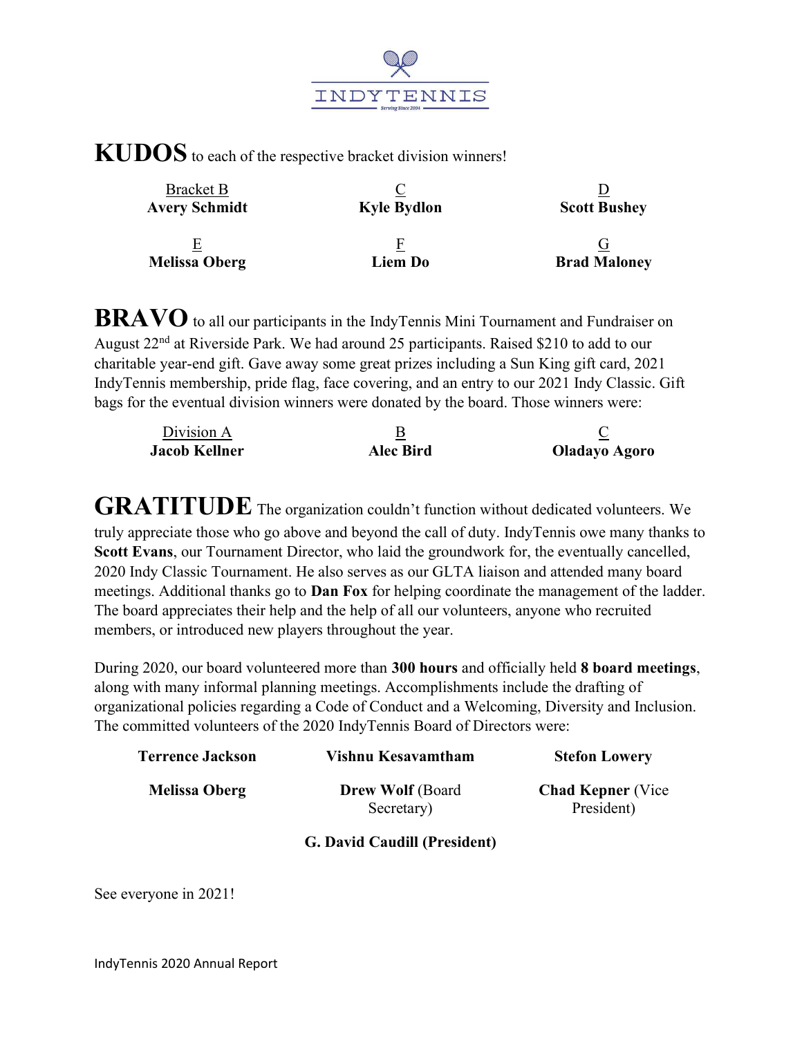INDYTENNIS

Serving Since 2004

**KUDOS** to each of the respective bracket division winners!

| Bracket B | C | D |
|---|---|---|
| **Avery Schmidt** | **Kyle Bydlon** | **Scott Bushey** |
| E | F | G |
| **Melissa Oberg** | **Liem Do** | **Brad Maloney** |

**BRAVO** to all our participants in the IndyTennis Mini Tournament and Fundraiser on August 22nd at Riverside Park. We had around 25 participants. Raised $210 to add to our charitable year-end gift. Gave away some great prizes including a Sun King gift card, 2021 IndyTennis membership, pride flag, face covering, and an entry to our 2021 Indy Classic. Gift bags for the eventual division winners were donated by the board. Those winners were:

| Division A | B | C |
|---|---|---|
| **Jacob Kellner** | **Alec Bird** | **Oladayo Agoro** |

**GRATITUDE** The organization couldn't function without dedicated volunteers. We truly appreciate those who go above and beyond the call of duty. IndyTennis owe many thanks to **Scott Evans**, our Tournament Director, who laid the groundwork for, the eventually cancelled, 2020 Indy Classic Tournament. He also serves as our GLTA liaison and attended many board meetings. Additional thanks go to **Dan Fox** for helping coordinate the management of the ladder. The board appreciates their help and the help of all our volunteers, anyone who recruited members, or introduced new players throughout the year.

During 2020, our board volunteered more than **300 hours** and officially held **8 board meetings**, along with many informal planning meetings. Accomplishments include the drafting of organizational policies regarding a Code of Conduct and a Welcoming, Diversity and Inclusion. The committed volunteers of the 2020 IndyTennis Board of Directors were:

| | | |
|---|---|---|
| **Terrence Jackson** | **Vishnu Kesavamtham** | **Stefon Lowery** |
| **Melissa Oberg** | **Drew Wolf** (Board Secretary) | **Chad Kepner** (Vice President) |
| | **G. David Caudill (President)** | |

See everyone in 2021!